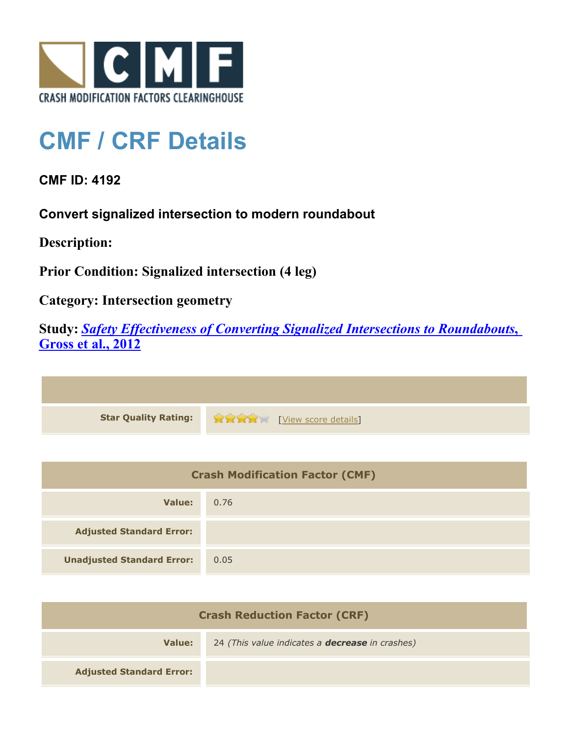# CMF / CRF Details

**CMF ID: 4192**

**Convert signalized intersection to modern roundabout**

**Description:**

**Prior Condition: Signalized intersection (4 leg)**

**Category: Intersection geometry**

**Study: *Safety Effectiveness of Converting Signalized Intersections to Roundabouts, Gross et al., 2012***

| | |
|---|---|
| **Star Quality Rating:** | ★★★★☆ [View score details] |

| Crash Modification Factor (CMF) | |
|---|---|
| **Value:** | 0.76 |
| **Adjusted Standard Error:** | |
| **Unadjusted Standard Error:** | 0.05 |

| Crash Reduction Factor (CRF) | |
|---|---|
| **Value:** | 24 *(This value indicates a **decrease** in crashes)* |
| **Adjusted Standard Error:** | |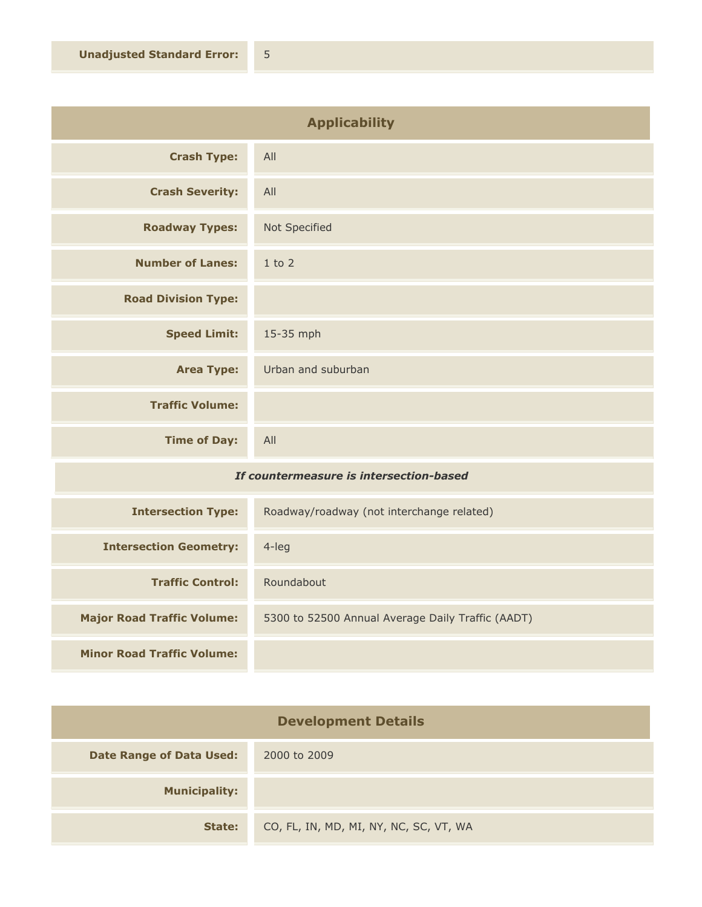| | |
|---|---|
| **Unadjusted Standard Error:** | 5 |

## Applicability

| | |
|---|---|
| **Crash Type:** | All |
| **Crash Severity:** | All |
| **Roadway Types:** | Not Specified |
| **Number of Lanes:** | 1 to 2 |
| **Road Division Type:** | |
| **Speed Limit:** | 15-35 mph |
| **Area Type:** | Urban and suburban |
| **Traffic Volume:** | |
| **Time of Day:** | All |

*If countermeasure is intersection-based*

| | |
|---|---|
| **Intersection Type:** | Roadway/roadway (not interchange related) |
| **Intersection Geometry:** | 4-leg |
| **Traffic Control:** | Roundabout |
| **Major Road Traffic Volume:** | 5300 to 52500 Annual Average Daily Traffic (AADT) |
| **Minor Road Traffic Volume:** | |

## Development Details

| | |
|---|---|
| **Date Range of Data Used:** | 2000 to 2009 |
| **Municipality:** | |
| **State:** | CO, FL, IN, MD, MI, NY, NC, SC, VT, WA |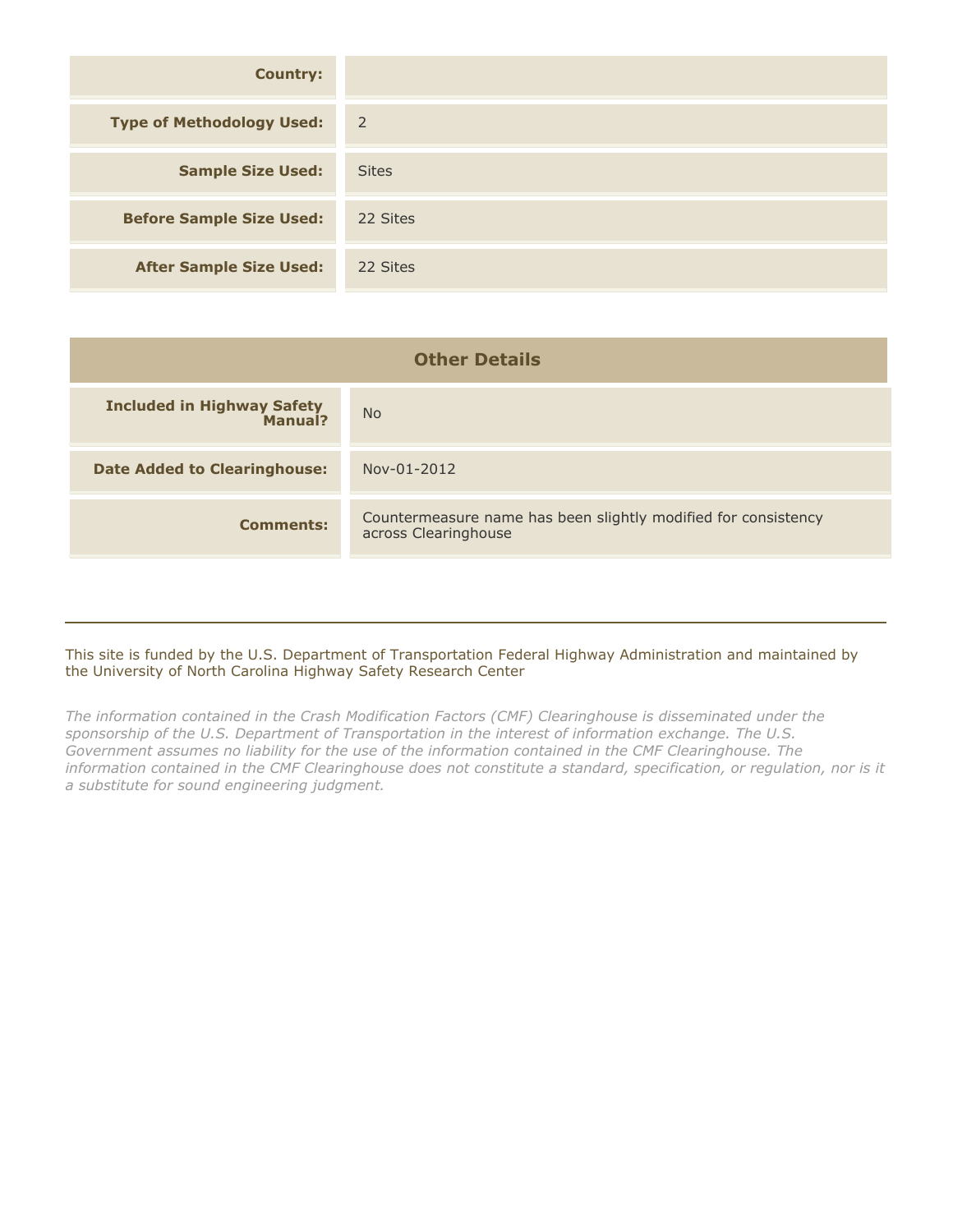| | |
|---|---|
| **Country:** | |
| **Type of Methodology Used:** | 2 |
| **Sample Size Used:** | Sites |
| **Before Sample Size Used:** | 22 Sites |
| **After Sample Size Used:** | 22 Sites |

## Other Details

| | |
|---|---|
| **Included in Highway Safety Manual?** | No |
| **Date Added to Clearinghouse:** | Nov-01-2012 |
| **Comments:** | Countermeasure name has been slightly modified for consistency across Clearinghouse |

---

This site is funded by the U.S. Department of Transportation Federal Highway Administration and maintained by the University of North Carolina Highway Safety Research Center

*The information contained in the Crash Modification Factors (CMF) Clearinghouse is disseminated under the sponsorship of the U.S. Department of Transportation in the interest of information exchange. The U.S. Government assumes no liability for the use of the information contained in the CMF Clearinghouse. The information contained in the CMF Clearinghouse does not constitute a standard, specification, or regulation, nor is it a substitute for sound engineering judgment.*